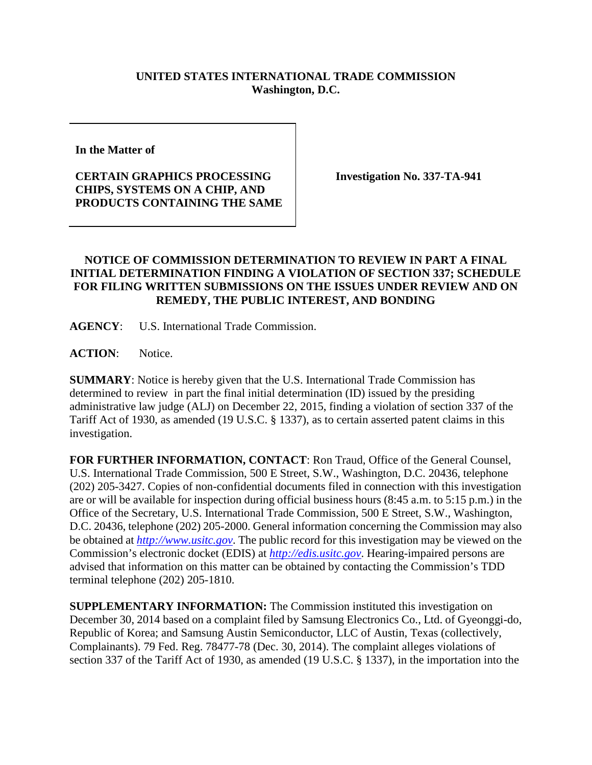**UNITED STATES INTERNATIONAL TRADE COMMISSION**
**Washington, D.C.**

| | |
|---|---|
| **In the Matter of**<br><br>**CERTAIN GRAPHICS PROCESSING CHIPS, SYSTEMS ON A CHIP, AND PRODUCTS CONTAINING THE SAME** | **Investigation No. 337-TA-941** |

**NOTICE OF COMMISSION DETERMINATION TO REVIEW IN PART A FINAL INITIAL DETERMINATION FINDING A VIOLATION OF SECTION 337; SCHEDULE FOR FILING WRITTEN SUBMISSIONS ON THE ISSUES UNDER REVIEW AND ON REMEDY, THE PUBLIC INTEREST, AND BONDING**

**AGENCY**: U.S. International Trade Commission.

**ACTION**: Notice.

**SUMMARY**: Notice is hereby given that the U.S. International Trade Commission has determined to review in part the final initial determination (ID) issued by the presiding administrative law judge (ALJ) on December 22, 2015, finding a violation of section 337 of the Tariff Act of 1930, as amended (19 U.S.C. § 1337), as to certain asserted patent claims in this investigation.

**FOR FURTHER INFORMATION, CONTACT**: Ron Traud, Office of the General Counsel, U.S. International Trade Commission, 500 E Street, S.W., Washington, D.C. 20436, telephone (202) 205-3427. Copies of non-confidential documents filed in connection with this investigation are or will be available for inspection during official business hours (8:45 a.m. to 5:15 p.m.) in the Office of the Secretary, U.S. International Trade Commission, 500 E Street, S.W., Washington, D.C. 20436, telephone (202) 205-2000. General information concerning the Commission may also be obtained at *http://www.usitc.gov*. The public record for this investigation may be viewed on the Commission's electronic docket (EDIS) at *http://edis.usitc.gov*. Hearing-impaired persons are advised that information on this matter can be obtained by contacting the Commission's TDD terminal telephone (202) 205-1810.

**SUPPLEMENTARY INFORMATION:** The Commission instituted this investigation on December 30, 2014 based on a complaint filed by Samsung Electronics Co., Ltd. of Gyeonggi-do, Republic of Korea; and Samsung Austin Semiconductor, LLC of Austin, Texas (collectively, Complainants). 79 Fed. Reg. 78477-78 (Dec. 30, 2014). The complaint alleges violations of section 337 of the Tariff Act of 1930, as amended (19 U.S.C. § 1337), in the importation into the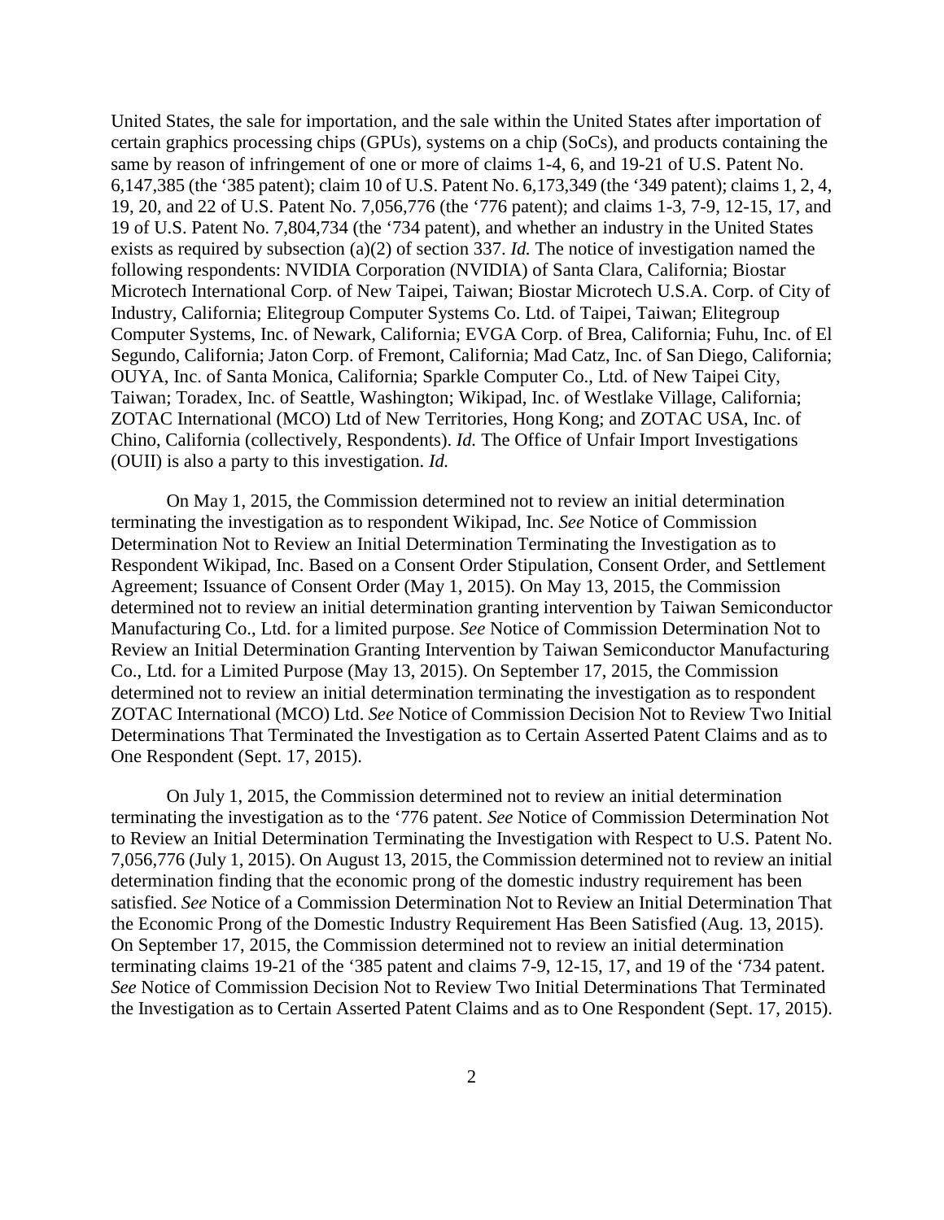United States, the sale for importation, and the sale within the United States after importation of certain graphics processing chips (GPUs), systems on a chip (SoCs), and products containing the same by reason of infringement of one or more of claims 1-4, 6, and 19-21 of U.S. Patent No. 6,147,385 (the '385 patent); claim 10 of U.S. Patent No. 6,173,349 (the '349 patent); claims 1, 2, 4, 19, 20, and 22 of U.S. Patent No. 7,056,776 (the '776 patent); and claims 1-3, 7-9, 12-15, 17, and 19 of U.S. Patent No. 7,804,734 (the '734 patent), and whether an industry in the United States exists as required by subsection (a)(2) of section 337. *Id.* The notice of investigation named the following respondents: NVIDIA Corporation (NVIDIA) of Santa Clara, California; Biostar Microtech International Corp. of New Taipei, Taiwan; Biostar Microtech U.S.A. Corp. of City of Industry, California; Elitegroup Computer Systems Co. Ltd. of Taipei, Taiwan; Elitegroup Computer Systems, Inc. of Newark, California; EVGA Corp. of Brea, California; Fuhu, Inc. of El Segundo, California; Jaton Corp. of Fremont, California; Mad Catz, Inc. of San Diego, California; OUYA, Inc. of Santa Monica, California; Sparkle Computer Co., Ltd. of New Taipei City, Taiwan; Toradex, Inc. of Seattle, Washington; Wikipad, Inc. of Westlake Village, California; ZOTAC International (MCO) Ltd of New Territories, Hong Kong; and ZOTAC USA, Inc. of Chino, California (collectively, Respondents). *Id.* The Office of Unfair Import Investigations (OUII) is also a party to this investigation. *Id.*

On May 1, 2015, the Commission determined not to review an initial determination terminating the investigation as to respondent Wikipad, Inc. *See* Notice of Commission Determination Not to Review an Initial Determination Terminating the Investigation as to Respondent Wikipad, Inc. Based on a Consent Order Stipulation, Consent Order, and Settlement Agreement; Issuance of Consent Order (May 1, 2015). On May 13, 2015, the Commission determined not to review an initial determination granting intervention by Taiwan Semiconductor Manufacturing Co., Ltd. for a limited purpose. *See* Notice of Commission Determination Not to Review an Initial Determination Granting Intervention by Taiwan Semiconductor Manufacturing Co., Ltd. for a Limited Purpose (May 13, 2015). On September 17, 2015, the Commission determined not to review an initial determination terminating the investigation as to respondent ZOTAC International (MCO) Ltd. *See* Notice of Commission Decision Not to Review Two Initial Determinations That Terminated the Investigation as to Certain Asserted Patent Claims and as to One Respondent (Sept. 17, 2015).

On July 1, 2015, the Commission determined not to review an initial determination terminating the investigation as to the '776 patent. *See* Notice of Commission Determination Not to Review an Initial Determination Terminating the Investigation with Respect to U.S. Patent No. 7,056,776 (July 1, 2015). On August 13, 2015, the Commission determined not to review an initial determination finding that the economic prong of the domestic industry requirement has been satisfied. *See* Notice of a Commission Determination Not to Review an Initial Determination That the Economic Prong of the Domestic Industry Requirement Has Been Satisfied (Aug. 13, 2015). On September 17, 2015, the Commission determined not to review an initial determination terminating claims 19-21 of the '385 patent and claims 7-9, 12-15, 17, and 19 of the '734 patent. *See* Notice of Commission Decision Not to Review Two Initial Determinations That Terminated the Investigation as to Certain Asserted Patent Claims and as to One Respondent (Sept. 17, 2015).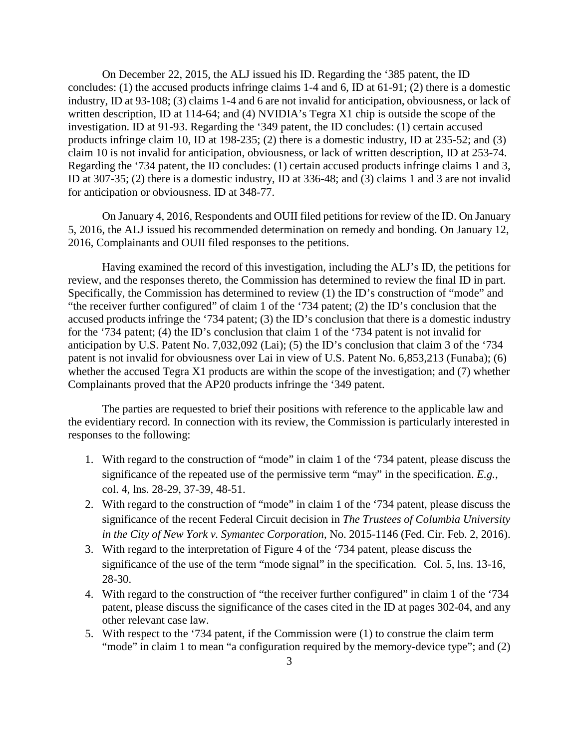On December 22, 2015, the ALJ issued his ID. Regarding the '385 patent, the ID concludes: (1) the accused products infringe claims 1-4 and 6, ID at 61-91; (2) there is a domestic industry, ID at 93-108; (3) claims 1-4 and 6 are not invalid for anticipation, obviousness, or lack of written description, ID at 114-64; and (4) NVIDIA's Tegra X1 chip is outside the scope of the investigation. ID at 91-93. Regarding the '349 patent, the ID concludes: (1) certain accused products infringe claim 10, ID at 198-235; (2) there is a domestic industry, ID at 235-52; and (3) claim 10 is not invalid for anticipation, obviousness, or lack of written description, ID at 253-74. Regarding the '734 patent, the ID concludes: (1) certain accused products infringe claims 1 and 3, ID at 307-35; (2) there is a domestic industry, ID at 336-48; and (3) claims 1 and 3 are not invalid for anticipation or obviousness. ID at 348-77.

On January 4, 2016, Respondents and OUII filed petitions for review of the ID. On January 5, 2016, the ALJ issued his recommended determination on remedy and bonding. On January 12, 2016, Complainants and OUII filed responses to the petitions.

Having examined the record of this investigation, including the ALJ's ID, the petitions for review, and the responses thereto, the Commission has determined to review the final ID in part. Specifically, the Commission has determined to review (1) the ID's construction of "mode" and "the receiver further configured" of claim 1 of the '734 patent; (2) the ID's conclusion that the accused products infringe the '734 patent; (3) the ID's conclusion that there is a domestic industry for the '734 patent; (4) the ID's conclusion that claim 1 of the '734 patent is not invalid for anticipation by U.S. Patent No. 7,032,092 (Lai); (5) the ID's conclusion that claim 3 of the '734 patent is not invalid for obviousness over Lai in view of U.S. Patent No. 6,853,213 (Funaba); (6) whether the accused Tegra X1 products are within the scope of the investigation; and (7) whether Complainants proved that the AP20 products infringe the '349 patent.

The parties are requested to brief their positions with reference to the applicable law and the evidentiary record. In connection with its review, the Commission is particularly interested in responses to the following:

1. With regard to the construction of "mode" in claim 1 of the '734 patent, please discuss the significance of the repeated use of the permissive term "may" in the specification. *E.g.*, col. 4, lns. 28-29, 37-39, 48-51.
2. With regard to the construction of "mode" in claim 1 of the '734 patent, please discuss the significance of the recent Federal Circuit decision in *The Trustees of Columbia University in the City of New York v. Symantec Corporation*, No. 2015-1146 (Fed. Cir. Feb. 2, 2016).
3. With regard to the interpretation of Figure 4 of the '734 patent, please discuss the significance of the use of the term "mode signal" in the specification. Col. 5, lns. 13-16, 28-30.
4. With regard to the construction of "the receiver further configured" in claim 1 of the '734 patent, please discuss the significance of the cases cited in the ID at pages 302-04, and any other relevant case law.
5. With respect to the '734 patent, if the Commission were (1) to construe the claim term "mode" in claim 1 to mean "a configuration required by the memory-device type"; and (2)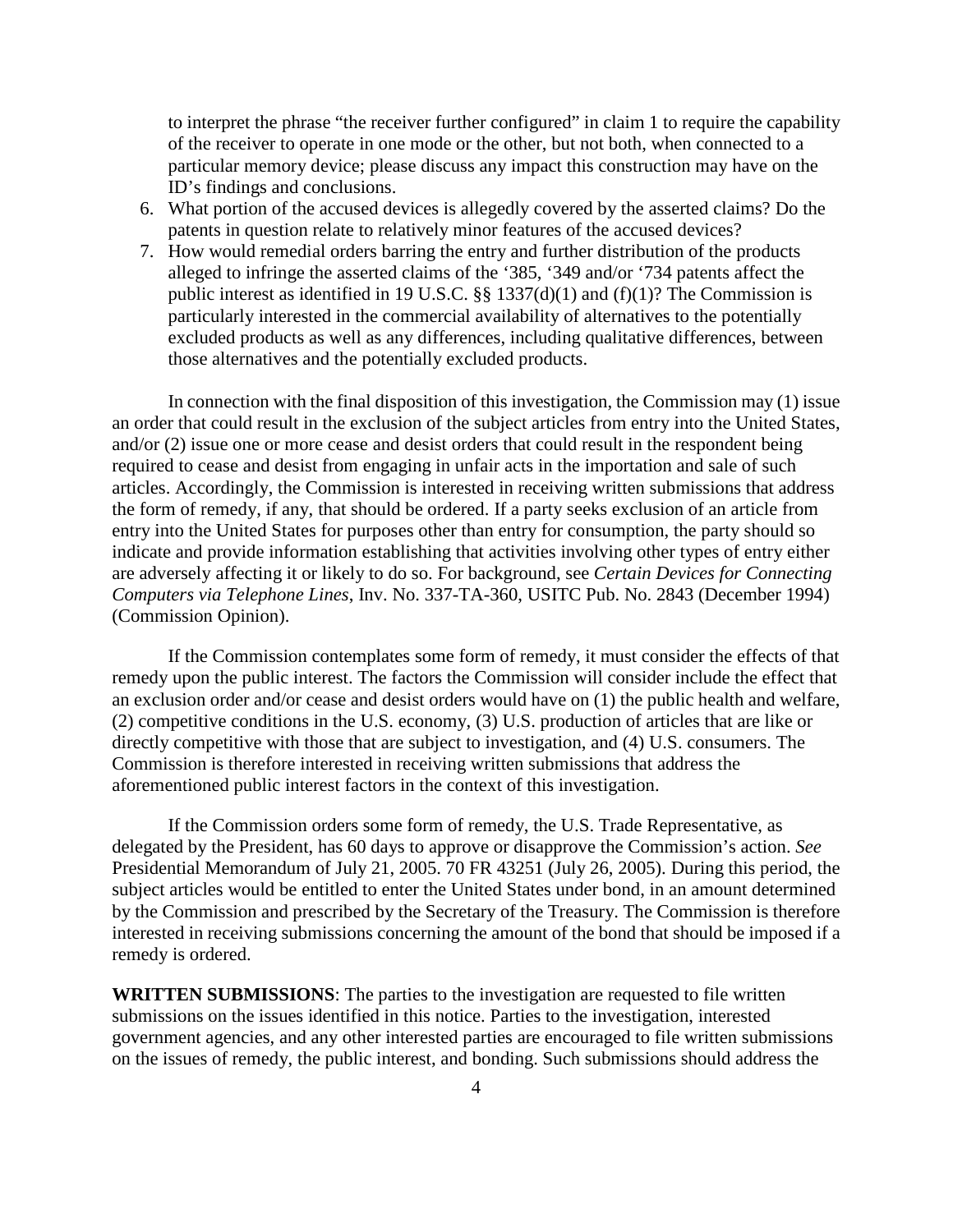to interpret the phrase "the receiver further configured" in claim 1 to require the capability of the receiver to operate in one mode or the other, but not both, when connected to a particular memory device; please discuss any impact this construction may have on the ID's findings and conclusions.

6. What portion of the accused devices is allegedly covered by the asserted claims? Do the patents in question relate to relatively minor features of the accused devices?
7. How would remedial orders barring the entry and further distribution of the products alleged to infringe the asserted claims of the '385, '349 and/or '734 patents affect the public interest as identified in 19 U.S.C. §§ 1337(d)(1) and (f)(1)? The Commission is particularly interested in the commercial availability of alternatives to the potentially excluded products as well as any differences, including qualitative differences, between those alternatives and the potentially excluded products.

In connection with the final disposition of this investigation, the Commission may (1) issue an order that could result in the exclusion of the subject articles from entry into the United States, and/or (2) issue one or more cease and desist orders that could result in the respondent being required to cease and desist from engaging in unfair acts in the importation and sale of such articles. Accordingly, the Commission is interested in receiving written submissions that address the form of remedy, if any, that should be ordered. If a party seeks exclusion of an article from entry into the United States for purposes other than entry for consumption, the party should so indicate and provide information establishing that activities involving other types of entry either are adversely affecting it or likely to do so. For background, see *Certain Devices for Connecting Computers via Telephone Lines*, Inv. No. 337-TA-360, USITC Pub. No. 2843 (December 1994) (Commission Opinion).

If the Commission contemplates some form of remedy, it must consider the effects of that remedy upon the public interest. The factors the Commission will consider include the effect that an exclusion order and/or cease and desist orders would have on (1) the public health and welfare, (2) competitive conditions in the U.S. economy, (3) U.S. production of articles that are like or directly competitive with those that are subject to investigation, and (4) U.S. consumers. The Commission is therefore interested in receiving written submissions that address the aforementioned public interest factors in the context of this investigation.

If the Commission orders some form of remedy, the U.S. Trade Representative, as delegated by the President, has 60 days to approve or disapprove the Commission's action. *See* Presidential Memorandum of July 21, 2005. 70 FR 43251 (July 26, 2005). During this period, the subject articles would be entitled to enter the United States under bond, in an amount determined by the Commission and prescribed by the Secretary of the Treasury. The Commission is therefore interested in receiving submissions concerning the amount of the bond that should be imposed if a remedy is ordered.

**WRITTEN SUBMISSIONS**: The parties to the investigation are requested to file written submissions on the issues identified in this notice. Parties to the investigation, interested government agencies, and any other interested parties are encouraged to file written submissions on the issues of remedy, the public interest, and bonding. Such submissions should address the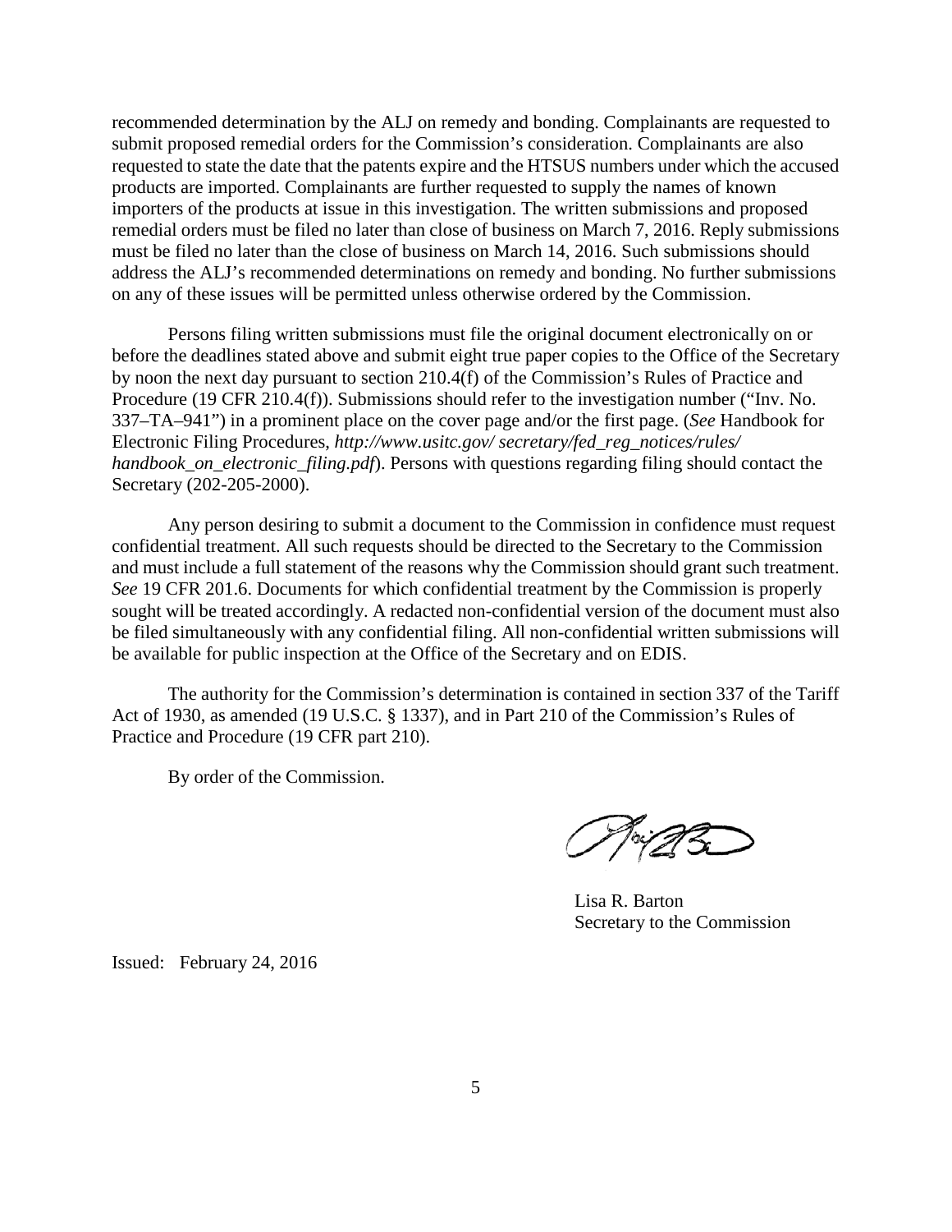recommended determination by the ALJ on remedy and bonding. Complainants are requested to submit proposed remedial orders for the Commission's consideration. Complainants are also requested to state the date that the patents expire and the HTSUS numbers under which the accused products are imported. Complainants are further requested to supply the names of known importers of the products at issue in this investigation. The written submissions and proposed remedial orders must be filed no later than close of business on March 7, 2016. Reply submissions must be filed no later than the close of business on March 14, 2016. Such submissions should address the ALJ's recommended determinations on remedy and bonding. No further submissions on any of these issues will be permitted unless otherwise ordered by the Commission.

Persons filing written submissions must file the original document electronically on or before the deadlines stated above and submit eight true paper copies to the Office of the Secretary by noon the next day pursuant to section 210.4(f) of the Commission's Rules of Practice and Procedure (19 CFR 210.4(f)). Submissions should refer to the investigation number ("Inv. No. 337–TA–941") in a prominent place on the cover page and/or the first page. (*See* Handbook for Electronic Filing Procedures, *http://www.usitc.gov/ secretary/fed_reg_notices/rules/ handbook_on_electronic_filing.pdf*). Persons with questions regarding filing should contact the Secretary (202-205-2000).

Any person desiring to submit a document to the Commission in confidence must request confidential treatment. All such requests should be directed to the Secretary to the Commission and must include a full statement of the reasons why the Commission should grant such treatment. *See* 19 CFR 201.6. Documents for which confidential treatment by the Commission is properly sought will be treated accordingly. A redacted non-confidential version of the document must also be filed simultaneously with any confidential filing. All non-confidential written submissions will be available for public inspection at the Office of the Secretary and on EDIS.

The authority for the Commission's determination is contained in section 337 of the Tariff Act of 1930, as amended (19 U.S.C. § 1337), and in Part 210 of the Commission's Rules of Practice and Procedure (19 CFR part 210).

By order of the Commission.

Lisa R. Barton
Secretary to the Commission

Issued: February 24, 2016